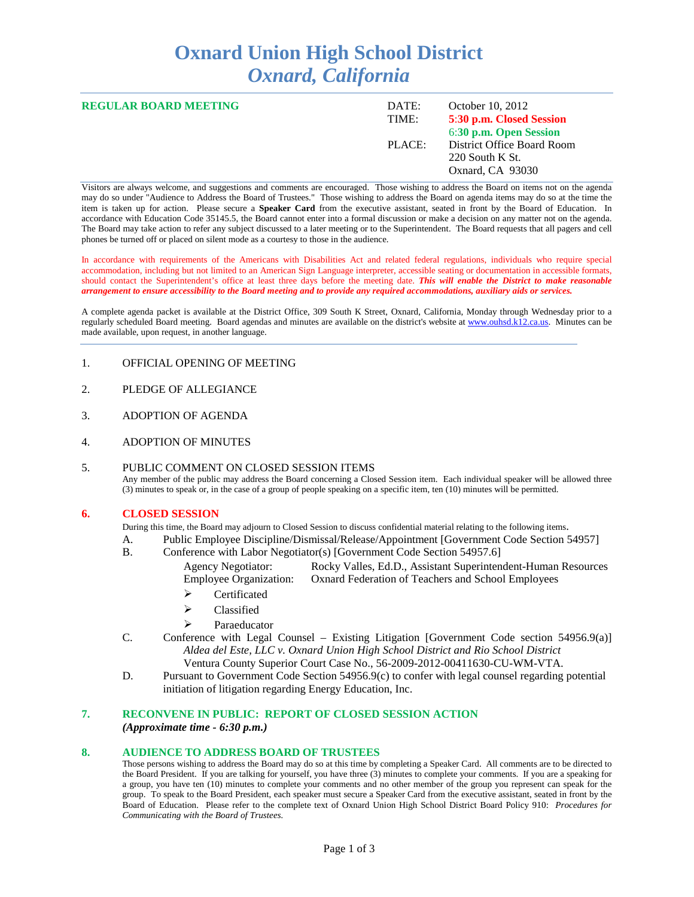# Oxnard Union High School District
## *Oxnard, California*

**REGULAR BOARD MEETING**

| | |
|---|---|
| DATE: | October 10, 2012 |
| TIME: | **5:30 p.m. Closed Session** |
| | **6:30 p.m. Open Session** |
| PLACE: | District Office Board Room |
| | 220 South K St. |
| | Oxnard, CA 93030 |

Visitors are always welcome, and suggestions and comments are encouraged. Those wishing to address the Board on items not on the agenda may do so under "Audience to Address the Board of Trustees." Those wishing to address the Board on agenda items may do so at the time the item is taken up for action. Please secure a **Speaker Card** from the executive assistant, seated in front by the Board of Education. In accordance with Education Code 35145.5, the Board cannot enter into a formal discussion or make a decision on any matter not on the agenda. The Board may take action to refer any subject discussed to a later meeting or to the Superintendent. The Board requests that all pagers and cell phones be turned off or placed on silent mode as a courtesy to those in the audience.

In accordance with requirements of the Americans with Disabilities Act and related federal regulations, individuals who require special accommodation, including but not limited to an American Sign Language interpreter, accessible seating or documentation in accessible formats, should contact the Superintendent's office at least three days before the meeting date. ***This will enable the District to make reasonable arrangement to ensure accessibility to the Board meeting and to provide any required accommodations, auxiliary aids or services.***

A complete agenda packet is available at the District Office, 309 South K Street, Oxnard, California, Monday through Wednesday prior to a regularly scheduled Board meeting. Board agendas and minutes are available on the district's website at www.ouhsd.k12.ca.us. Minutes can be made available, upon request, in another language.

1. OFFICIAL OPENING OF MEETING

2. PLEDGE OF ALLEGIANCE

3. ADOPTION OF AGENDA

4. ADOPTION OF MINUTES

5. PUBLIC COMMENT ON CLOSED SESSION ITEMS
   Any member of the public may address the Board concerning a Closed Session item. Each individual speaker will be allowed three (3) minutes to speak or, in the case of a group of people speaking on a specific item, ten (10) minutes will be permitted.

### 6. CLOSED SESSION

During this time, the Board may adjourn to Closed Session to discuss confidential material relating to the following items.

A. Public Employee Discipline/Dismissal/Release/Appointment [Government Code Section 54957]

B. Conference with Labor Negotiator(s) [Government Code Section 54957.6]

   Agency Negotiator: Rocky Valles, Ed.D., Assistant Superintendent-Human Resources
   Employee Organization: Oxnard Federation of Teachers and School Employees

   - Certificated
   - Classified
   - Paraeducator

C. Conference with Legal Counsel – Existing Litigation [Government Code section 54956.9(a)]
   *Aldea del Este, LLC v. Oxnard Union High School District and Rio School District*
   Ventura County Superior Court Case No., 56-2009-2012-00411630-CU-WM-VTA.

D. Pursuant to Government Code Section 54956.9(c) to confer with legal counsel regarding potential initiation of litigation regarding Energy Education, Inc.

### 7. RECONVENE IN PUBLIC: REPORT OF CLOSED SESSION ACTION
***(Approximate time - 6:30 p.m.)***

### 8. AUDIENCE TO ADDRESS BOARD OF TRUSTEES

Those persons wishing to address the Board may do so at this time by completing a Speaker Card. All comments are to be directed to the Board President. If you are talking for yourself, you have three (3) minutes to complete your comments. If you are a speaking for a group, you have ten (10) minutes to complete your comments and no other member of the group you represent can speak for the group. To speak to the Board President, each speaker must secure a Speaker Card from the executive assistant, seated in front by the Board of Education. Please refer to the complete text of Oxnard Union High School District Board Policy 910: *Procedures for Communicating with the Board of Trustees.*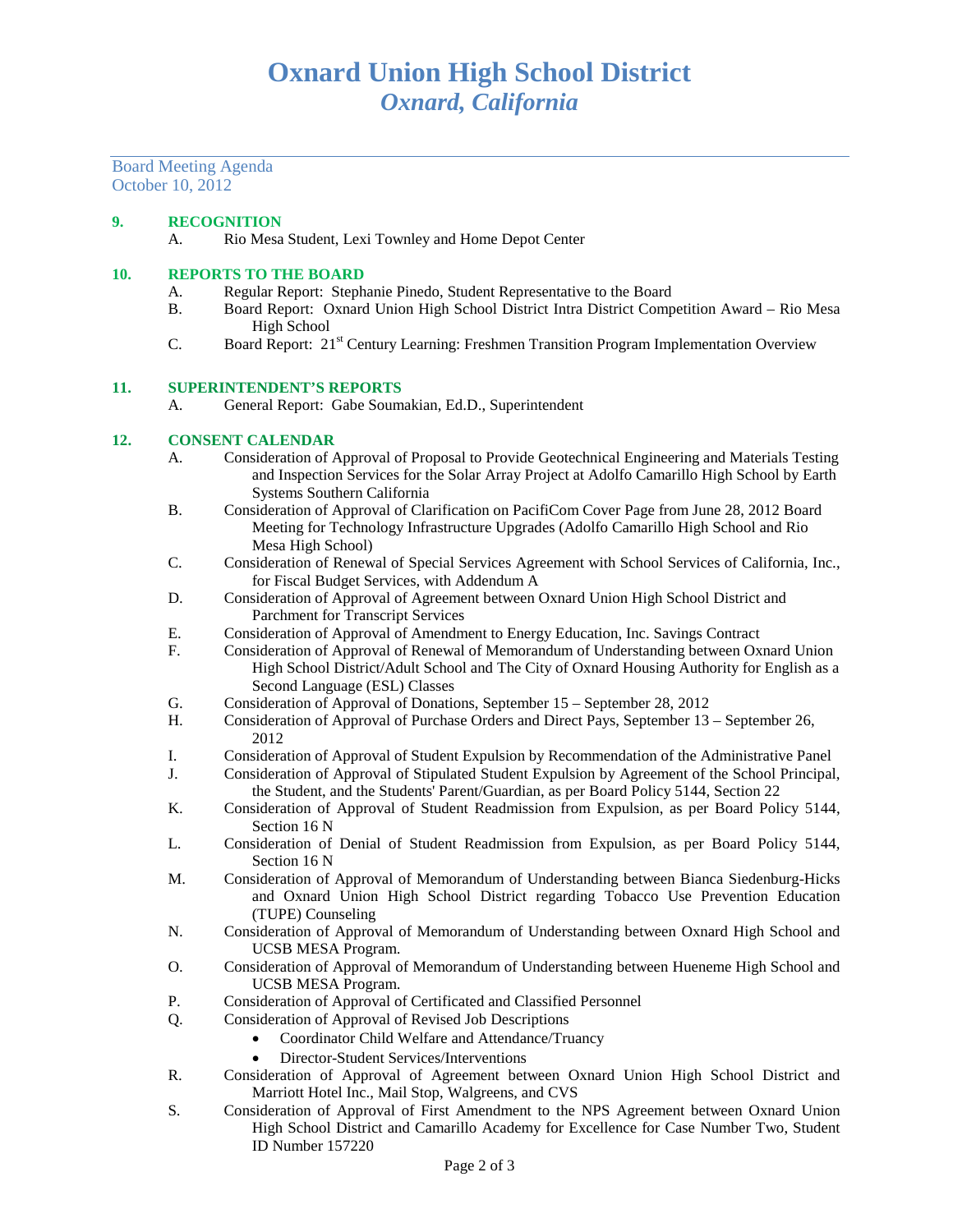# Oxnard Union High School District
## *Oxnard, California*

Board Meeting Agenda
October 10, 2012

**9. RECOGNITION**

A. Rio Mesa Student, Lexi Townley and Home Depot Center

**10. REPORTS TO THE BOARD**

A. Regular Report: Stephanie Pinedo, Student Representative to the Board
B. Board Report: Oxnard Union High School District Intra District Competition Award – Rio Mesa High School
C. Board Report: 21st Century Learning: Freshmen Transition Program Implementation Overview

**11. SUPERINTENDENT'S REPORTS**

A. General Report: Gabe Soumakian, Ed.D., Superintendent

**12. CONSENT CALENDAR**

A. Consideration of Approval of Proposal to Provide Geotechnical Engineering and Materials Testing and Inspection Services for the Solar Array Project at Adolfo Camarillo High School by Earth Systems Southern California
B. Consideration of Approval of Clarification on PacifiCom Cover Page from June 28, 2012 Board Meeting for Technology Infrastructure Upgrades (Adolfo Camarillo High School and Rio Mesa High School)
C. Consideration of Renewal of Special Services Agreement with School Services of California, Inc., for Fiscal Budget Services, with Addendum A
D. Consideration of Approval of Agreement between Oxnard Union High School District and Parchment for Transcript Services
E. Consideration of Approval of Amendment to Energy Education, Inc. Savings Contract
F. Consideration of Approval of Renewal of Memorandum of Understanding between Oxnard Union High School District/Adult School and The City of Oxnard Housing Authority for English as a Second Language (ESL) Classes
G. Consideration of Approval of Donations, September 15 – September 28, 2012
H. Consideration of Approval of Purchase Orders and Direct Pays, September 13 – September 26, 2012
I. Consideration of Approval of Student Expulsion by Recommendation of the Administrative Panel
J. Consideration of Approval of Stipulated Student Expulsion by Agreement of the School Principal, the Student, and the Students' Parent/Guardian, as per Board Policy 5144, Section 22
K. Consideration of Approval of Student Readmission from Expulsion, as per Board Policy 5144, Section 16 N
L. Consideration of Denial of Student Readmission from Expulsion, as per Board Policy 5144, Section 16 N
M. Consideration of Approval of Memorandum of Understanding between Bianca Siedenburg-Hicks and Oxnard Union High School District regarding Tobacco Use Prevention Education (TUPE) Counseling
N. Consideration of Approval of Memorandum of Understanding between Oxnard High School and UCSB MESA Program.
O. Consideration of Approval of Memorandum of Understanding between Hueneme High School and UCSB MESA Program.
P. Consideration of Approval of Certificated and Classified Personnel
Q. Consideration of Approval of Revised Job Descriptions
- Coordinator Child Welfare and Attendance/Truancy
- Director-Student Services/Interventions

R. Consideration of Approval of Agreement between Oxnard Union High School District and Marriott Hotel Inc., Mail Stop, Walgreens, and CVS
S. Consideration of Approval of First Amendment to the NPS Agreement between Oxnard Union High School District and Camarillo Academy for Excellence for Case Number Two, Student ID Number 157220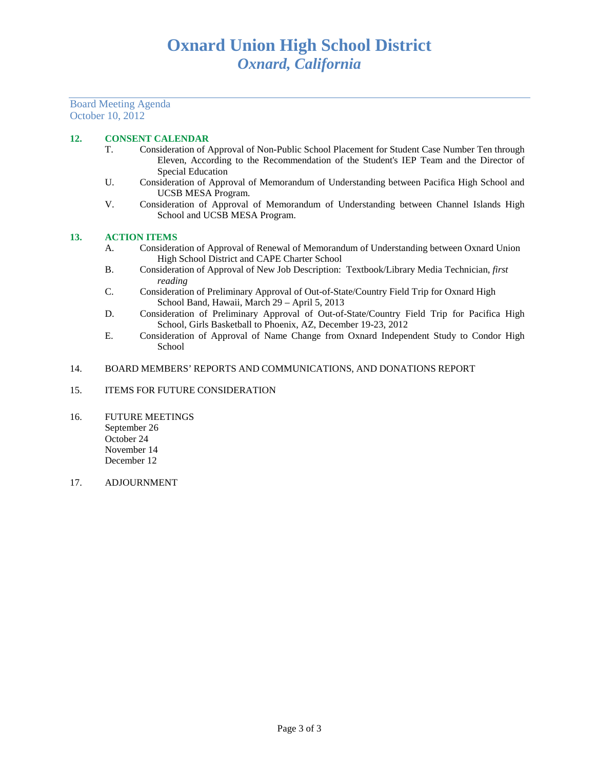# Oxnard Union High School District
## *Oxnard, California*

Board Meeting Agenda
October 10, 2012

**12. CONSENT CALENDAR**

- T. Consideration of Approval of Non-Public School Placement for Student Case Number Ten through Eleven, According to the Recommendation of the Student's IEP Team and the Director of Special Education
- U. Consideration of Approval of Memorandum of Understanding between Pacifica High School and UCSB MESA Program.
- V. Consideration of Approval of Memorandum of Understanding between Channel Islands High School and UCSB MESA Program.

**13. ACTION ITEMS**

- A. Consideration of Approval of Renewal of Memorandum of Understanding between Oxnard Union High School District and CAPE Charter School
- B. Consideration of Approval of New Job Description: Textbook/Library Media Technician, *first reading*
- C. Consideration of Preliminary Approval of Out-of-State/Country Field Trip for Oxnard High School Band, Hawaii, March 29 – April 5, 2013
- D. Consideration of Preliminary Approval of Out-of-State/Country Field Trip for Pacifica High School, Girls Basketball to Phoenix, AZ, December 19-23, 2012
- E. Consideration of Approval of Name Change from Oxnard Independent Study to Condor High School

14. BOARD MEMBERS' REPORTS AND COMMUNICATIONS, AND DONATIONS REPORT

15. ITEMS FOR FUTURE CONSIDERATION

16. FUTURE MEETINGS
September 26
October 24
November 14
December 12

17. ADJOURNMENT